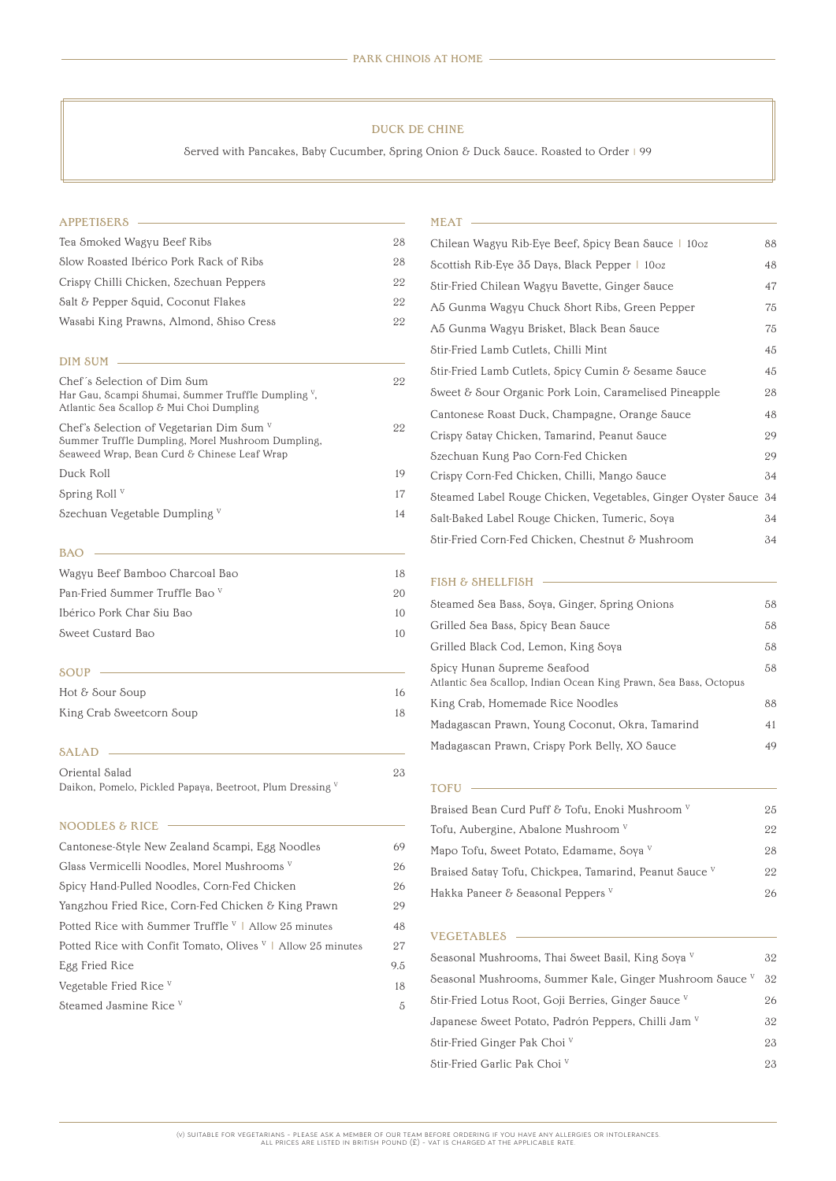# PARK CHINOIS AT HOME

## DUCK DE CHINE

Served with Pancakes, Baby Cucumber, Spring Onion & Duck Sauce. Roasted to Order | 99

## APPETISERS

| Item | Price |
| --- | --- |
| Tea Smoked Wagyu Beef Ribs | 28 |
| Slow Roasted Ibérico Pork Rack of Ribs | 28 |
| Crispy Chilli Chicken, Szechuan Peppers | 22 |
| Salt & Pepper Squid, Coconut Flakes | 22 |
| Wasabi King Prawns, Almond, Shiso Cress | 22 |

## DIM SUM

| Item | Price |
| --- | --- |
| Chef´s Selection of Dim Sum<br>Har Gau, Scampi Shumai, Summer Truffle Dumpling V, Atlantic Sea Scallop & Mui Choi Dumpling | 22 |
| Chef's Selection of Vegetarian Dim Sum V<br>Summer Truffle Dumpling, Morel Mushroom Dumpling, Seaweed Wrap, Bean Curd & Chinese Leaf Wrap | 22 |
| Duck Roll | 19 |
| Spring Roll V | 17 |
| Szechuan Vegetable Dumpling V | 14 |

## BAO

| Item | Price |
| --- | --- |
| Wagyu Beef Bamboo Charcoal Bao | 18 |
| Pan-Fried Summer Truffle Bao V | 20 |
| Ibérico Pork Char Siu Bao | 10 |
| Sweet Custard Bao | 10 |

## SOUP

| Item | Price |
| --- | --- |
| Hot & Sour Soup | 16 |
| King Crab Sweetcorn Soup | 18 |

## SALAD

| Item | Price |
| --- | --- |
| Oriental Salad<br>Daikon, Pomelo, Pickled Papaya, Beetroot, Plum Dressing V | 23 |

## NOODLES & RICE

| Item | Price |
| --- | --- |
| Cantonese-Style New Zealand Scampi, Egg Noodles | 69 |
| Glass Vermicelli Noodles, Morel Mushrooms V | 26 |
| Spicy Hand-Pulled Noodles, Corn-Fed Chicken | 26 |
| Yangzhou Fried Rice, Corn-Fed Chicken & King Prawn | 29 |
| Potted Rice with Summer Truffle V \| Allow 25 minutes | 48 |
| Potted Rice with Confit Tomato, Olives V \| Allow 25 minutes | 27 |
| Egg Fried Rice | 9.5 |
| Vegetable Fried Rice V | 18 |
| Steamed Jasmine Rice V | 5 |

## MEAT

| Item | Price |
| --- | --- |
| Chilean Wagyu Rib-Eye Beef, Spicy Bean Sauce \| 10oz | 88 |
| Scottish Rib-Eye 35 Days, Black Pepper \| 10oz | 48 |
| Stir-Fried Chilean Wagyu Bavette, Ginger Sauce | 47 |
| A5 Gunma Wagyu Chuck Short Ribs, Green Pepper | 75 |
| A5 Gunma Wagyu Brisket, Black Bean Sauce | 75 |
| Stir-Fried Lamb Cutlets, Chilli Mint | 45 |
| Stir-Fried Lamb Cutlets, Spicy Cumin & Sesame Sauce | 45 |
| Sweet & Sour Organic Pork Loin, Caramelised Pineapple | 28 |
| Cantonese Roast Duck, Champagne, Orange Sauce | 48 |
| Crispy Satay Chicken, Tamarind, Peanut Sauce | 29 |
| Szechuan Kung Pao Corn-Fed Chicken | 29 |
| Crispy Corn-Fed Chicken, Chilli, Mango Sauce | 34 |
| Steamed Label Rouge Chicken, Vegetables, Ginger Oyster Sauce | 34 |
| Salt-Baked Label Rouge Chicken, Tumeric, Soya | 34 |
| Stir-Fried Corn-Fed Chicken, Chestnut & Mushroom | 34 |

## FISH & SHELLFISH

| Item | Price |
| --- | --- |
| Steamed Sea Bass, Soya, Ginger, Spring Onions | 58 |
| Grilled Sea Bass, Spicy Bean Sauce | 58 |
| Grilled Black Cod, Lemon, King Soya | 58 |
| Spicy Hunan Supreme Seafood<br>Atlantic Sea Scallop, Indian Ocean King Prawn, Sea Bass, Octopus | 58 |
| King Crab, Homemade Rice Noodles | 88 |
| Madagascan Prawn, Young Coconut, Okra, Tamarind | 41 |
| Madagascan Prawn, Crispy Pork Belly, XO Sauce | 49 |

## TOFU

| Item | Price |
| --- | --- |
| Braised Bean Curd Puff & Tofu, Enoki Mushroom V | 25 |
| Tofu, Aubergine, Abalone Mushroom V | 22 |
| Mapo Tofu, Sweet Potato, Edamame, Soya V | 28 |
| Braised Satay Tofu, Chickpea, Tamarind, Peanut Sauce V | 22 |
| Hakka Paneer & Seasonal Peppers V | 26 |

## VEGETABLES

| Item | Price |
| --- | --- |
| Seasonal Mushrooms, Thai Sweet Basil, King Soya V | 32 |
| Seasonal Mushrooms, Summer Kale, Ginger Mushroom Sauce V | 32 |
| Stir-Fried Lotus Root, Goji Berries, Ginger Sauce V | 26 |
| Japanese Sweet Potato, Padrón Peppers, Chilli Jam V | 32 |
| Stir-Fried Ginger Pak Choi V | 23 |
| Stir-Fried Garlic Pak Choi V | 23 |

(V) SUITABLE FOR VEGETARIANS – PLEASE ASK A MEMBER OF OUR TEAM BEFORE ORDERING IF YOU HAVE ANY ALLERGIES OR INTOLERANCES.
ALL PRICES ARE LISTED IN BRITISH POUND (£) – VAT IS CHARGED AT THE APPLICABLE RATE.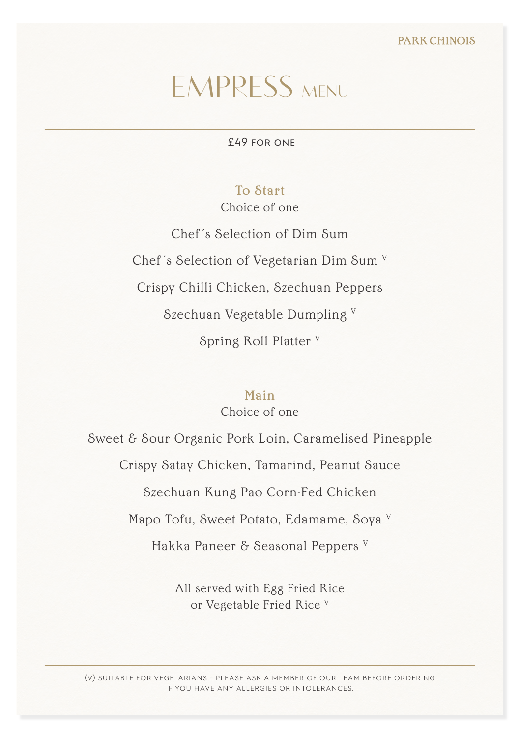# EMPRESS MENU

£49 FOR ONE

## To Start

Choice of one

Chef´s Selection of Dim Sum

Chef´s Selection of Vegetarian Dim Sum V

Crispy Chilli Chicken, Szechuan Peppers

Szechuan Vegetable Dumpling V

Spring Roll Platter V

## Main

Choice of one

Sweet & Sour Organic Pork Loin, Caramelised Pineapple

Crispy Satay Chicken, Tamarind, Peanut Sauce

Szechuan Kung Pao Corn-Fed Chicken

Mapo Tofu, Sweet Potato, Edamame, Soya V

Hakka Paneer & Seasonal Peppers V

All served with Egg Fried Rice
or Vegetable Fried Rice V

(V) SUITABLE FOR VEGETARIANS - PLEASE ASK A MEMBER OF OUR TEAM BEFORE ORDERING IF YOU HAVE ANY ALLERGIES OR INTOLERANCES.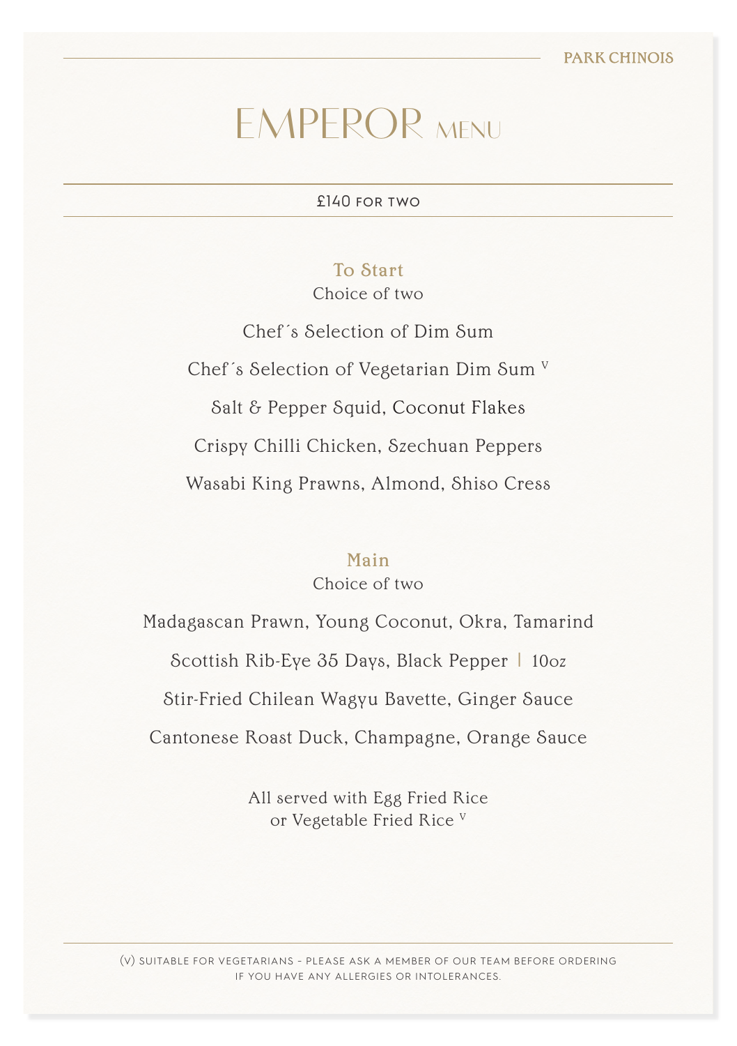# EMPEROR MENU

£140 FOR TWO

## To Start

Choice of two

Chef´s Selection of Dim Sum

Chef´s Selection of Vegetarian Dim Sum [V]

Salt & Pepper Squid, Coconut Flakes

Crispy Chilli Chicken, Szechuan Peppers

Wasabi King Prawns, Almond, Shiso Cress

## Main

Choice of two

Madagascan Prawn, Young Coconut, Okra, Tamarind

Scottish Rib-Eye 35 Days, Black Pepper | 10oz

Stir-Fried Chilean Wagyu Bavette, Ginger Sauce

Cantonese Roast Duck, Champagne, Orange Sauce

All served with Egg Fried Rice
or Vegetable Fried Rice [V]

(V) SUITABLE FOR VEGETARIANS - PLEASE ASK A MEMBER OF OUR TEAM BEFORE ORDERING IF YOU HAVE ANY ALLERGIES OR INTOLERANCES.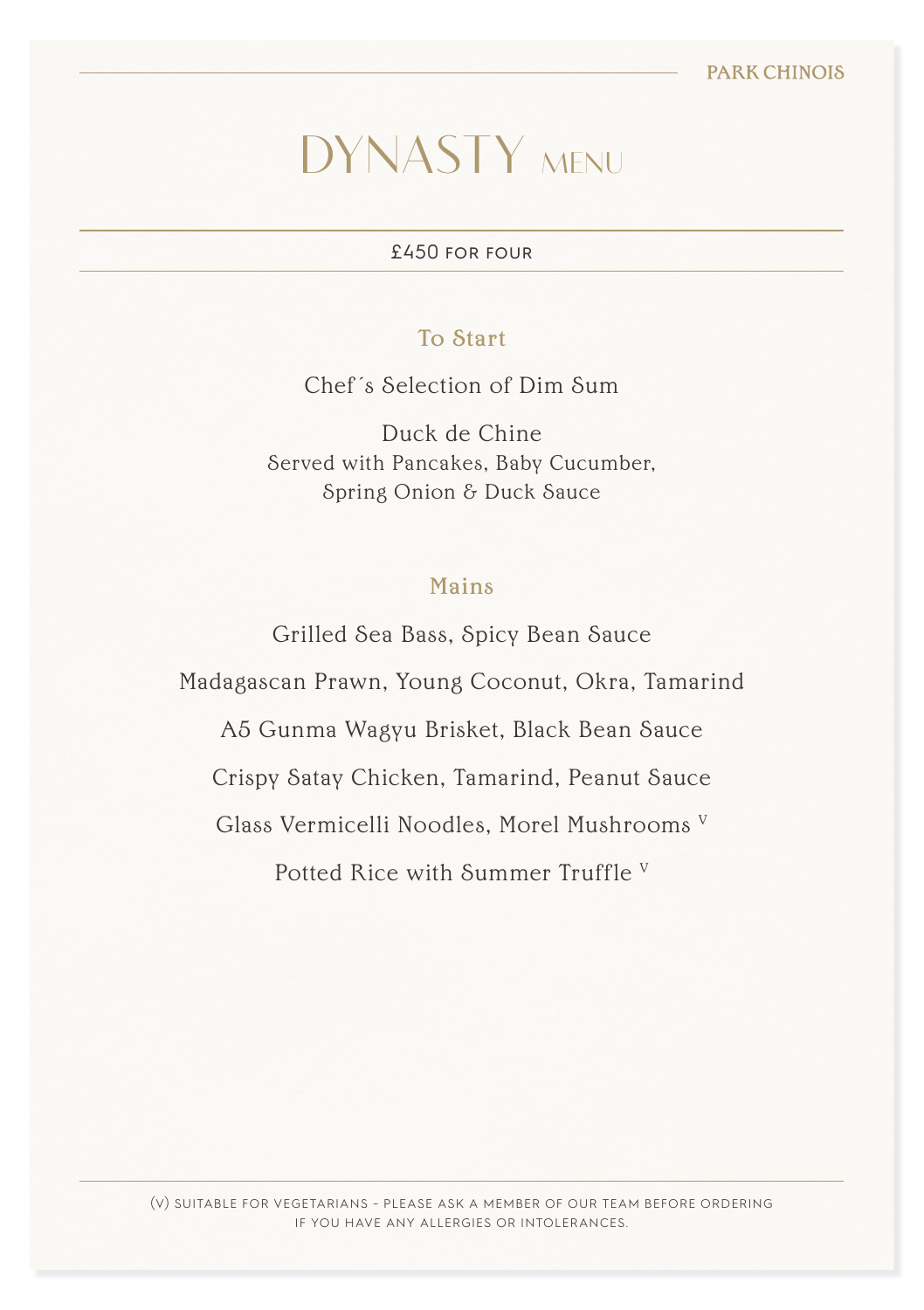PARK CHINOIS

# DYNASTY MENU

£450 FOR FOUR

## To Start

Chef´s Selection of Dim Sum

Duck de Chine
Served with Pancakes, Baby Cucumber,
Spring Onion & Duck Sauce

## Mains

Grilled Sea Bass, Spicy Bean Sauce

Madagascan Prawn, Young Coconut, Okra, Tamarind

A5 Gunma Wagyu Brisket, Black Bean Sauce

Crispy Satay Chicken, Tamarind, Peanut Sauce

Glass Vermicelli Noodles, Morel Mushrooms V

Potted Rice with Summer Truffle V

(V) SUITABLE FOR VEGETARIANS - PLEASE ASK A MEMBER OF OUR TEAM BEFORE ORDERING IF YOU HAVE ANY ALLERGIES OR INTOLERANCES.